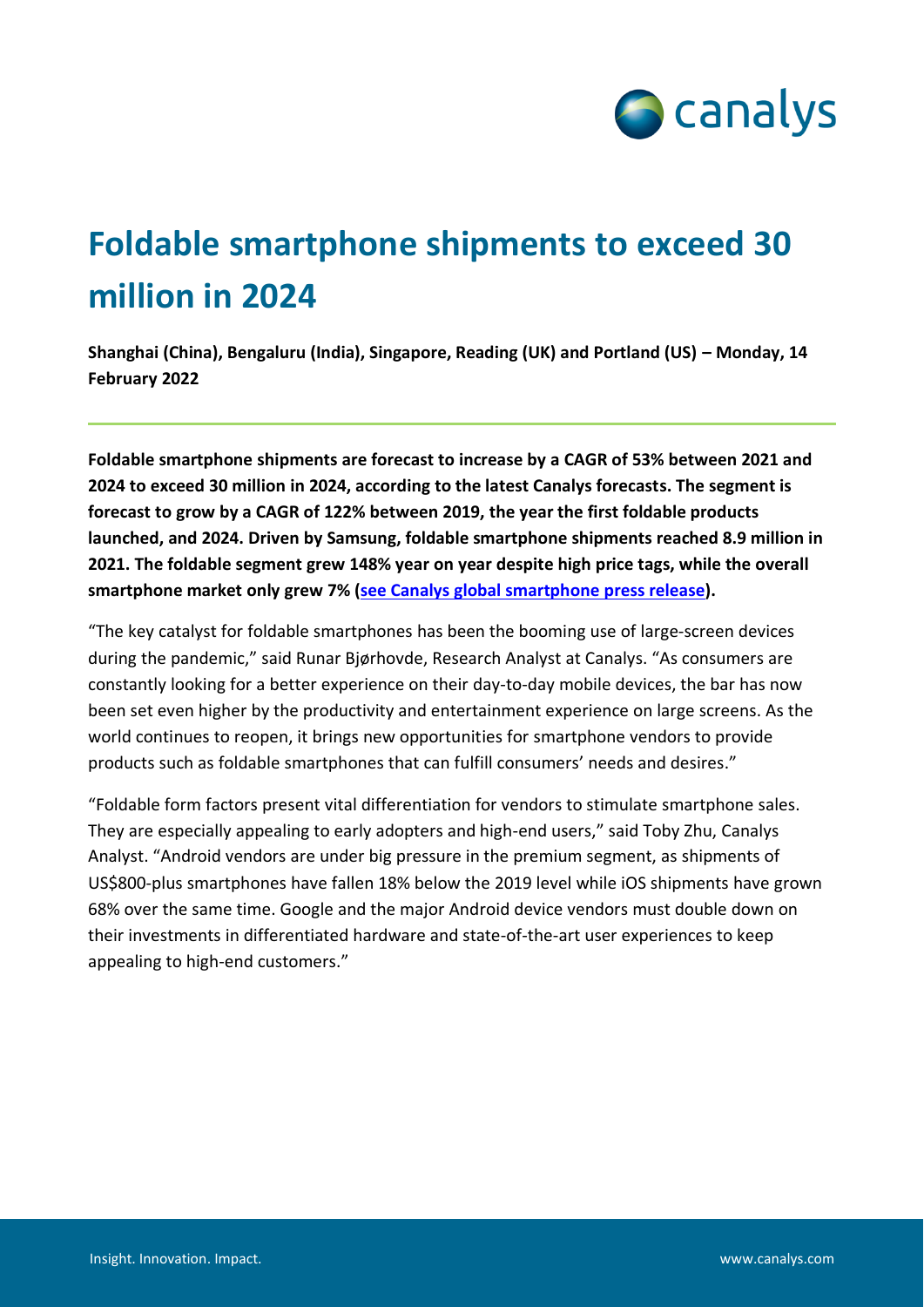# Foldable smartphone shipments to exceed 30 million in 2024

**Shanghai (China), Bengaluru (India), Singapore, Reading (UK) and Portland (US) – Monday, 14 February 2022**

---

**Foldable smartphone shipments are forecast to increase by a CAGR of 53% between 2021 and 2024 to exceed 30 million in 2024, according to the latest Canalys forecasts. The segment is forecast to grow by a CAGR of 122% between 2019, the year the first foldable products launched, and 2024. Driven by Samsung, foldable smartphone shipments reached 8.9 million in 2021. The foldable segment grew 148% year on year despite high price tags, while the overall smartphone market only grew 7% (see Canalys global smartphone press release).**

"The key catalyst for foldable smartphones has been the booming use of large-screen devices during the pandemic," said Runar Bjørhovde, Research Analyst at Canalys. "As consumers are constantly looking for a better experience on their day-to-day mobile devices, the bar has now been set even higher by the productivity and entertainment experience on large screens. As the world continues to reopen, it brings new opportunities for smartphone vendors to provide products such as foldable smartphones that can fulfill consumers' needs and desires."

"Foldable form factors present vital differentiation for vendors to stimulate smartphone sales. They are especially appealing to early adopters and high-end users," said Toby Zhu, Canalys Analyst. "Android vendors are under big pressure in the premium segment, as shipments of US$800-plus smartphones have fallen 18% below the 2019 level while iOS shipments have grown 68% over the same time. Google and the major Android device vendors must double down on their investments in differentiated hardware and state-of-the-art user experiences to keep appealing to high-end customers."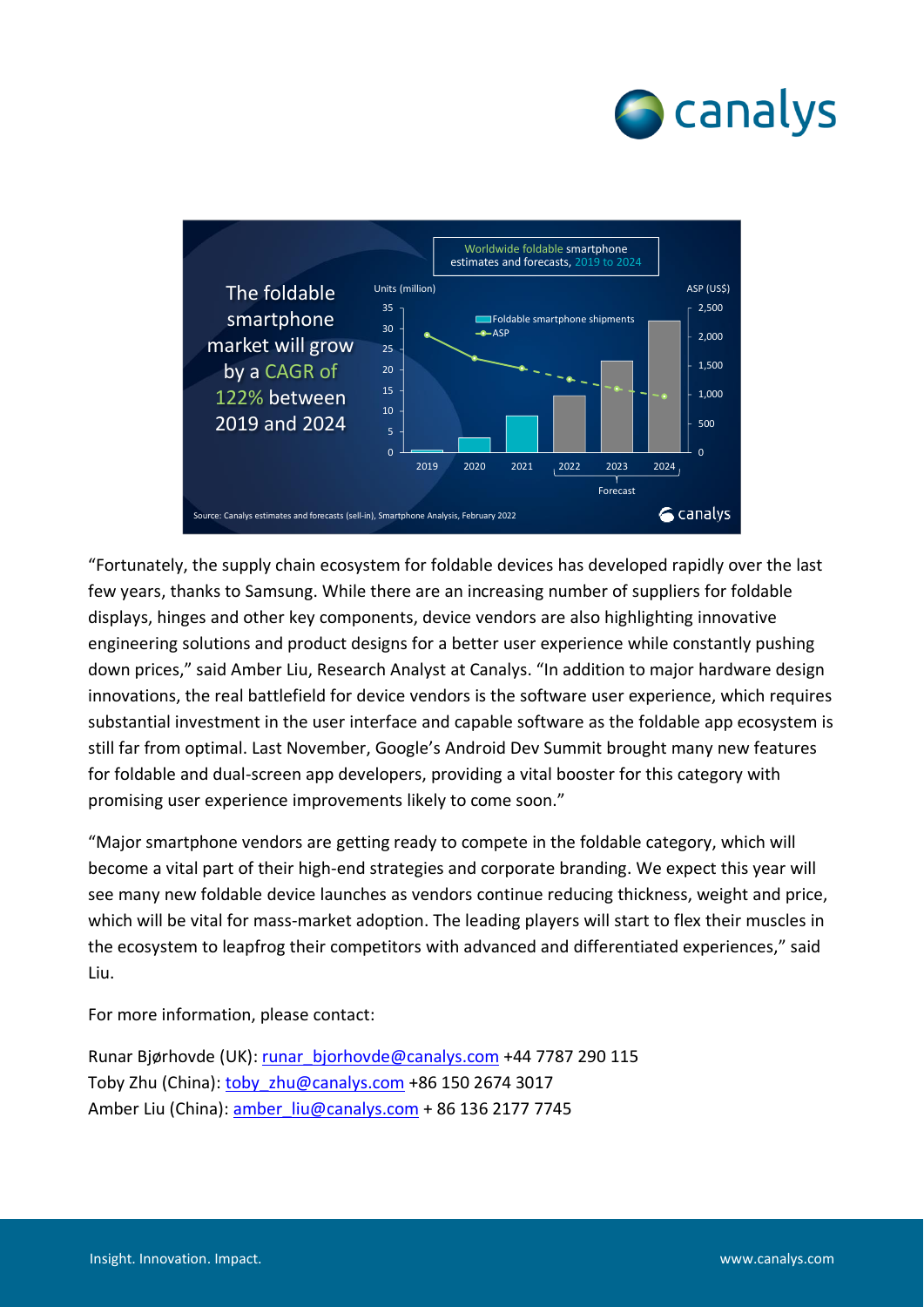“Fortunately, the supply chain ecosystem for foldable devices has developed rapidly over the last few years, thanks to Samsung. While there are an increasing number of suppliers for foldable displays, hinges and other key components, device vendors are also highlighting innovative engineering solutions and product designs for a better user experience while constantly pushing down prices,” said Amber Liu, Research Analyst at Canalys. “In addition to major hardware design innovations, the real battlefield for device vendors is the software user experience, which requires substantial investment in the user interface and capable software as the foldable app ecosystem is still far from optimal. Last November, Google’s Android Dev Summit brought many new features for foldable and dual-screen app developers, providing a vital booster for this category with promising user experience improvements likely to come soon.”

“Major smartphone vendors are getting ready to compete in the foldable category, which will become a vital part of their high-end strategies and corporate branding. We expect this year will see many new foldable device launches as vendors continue reducing thickness, weight and price, which will be vital for mass-market adoption. The leading players will start to flex their muscles in the ecosystem to leapfrog their competitors with advanced and differentiated experiences,” said Liu.

For more information, please contact:

Runar Bjørhovde (UK): runar_bjorhovde@canalys.com +44 7787 290 115
Toby Zhu (China): toby_zhu@canalys.com +86 150 2674 3017
Amber Liu (China): amber_liu@canalys.com + 86 136 2177 7745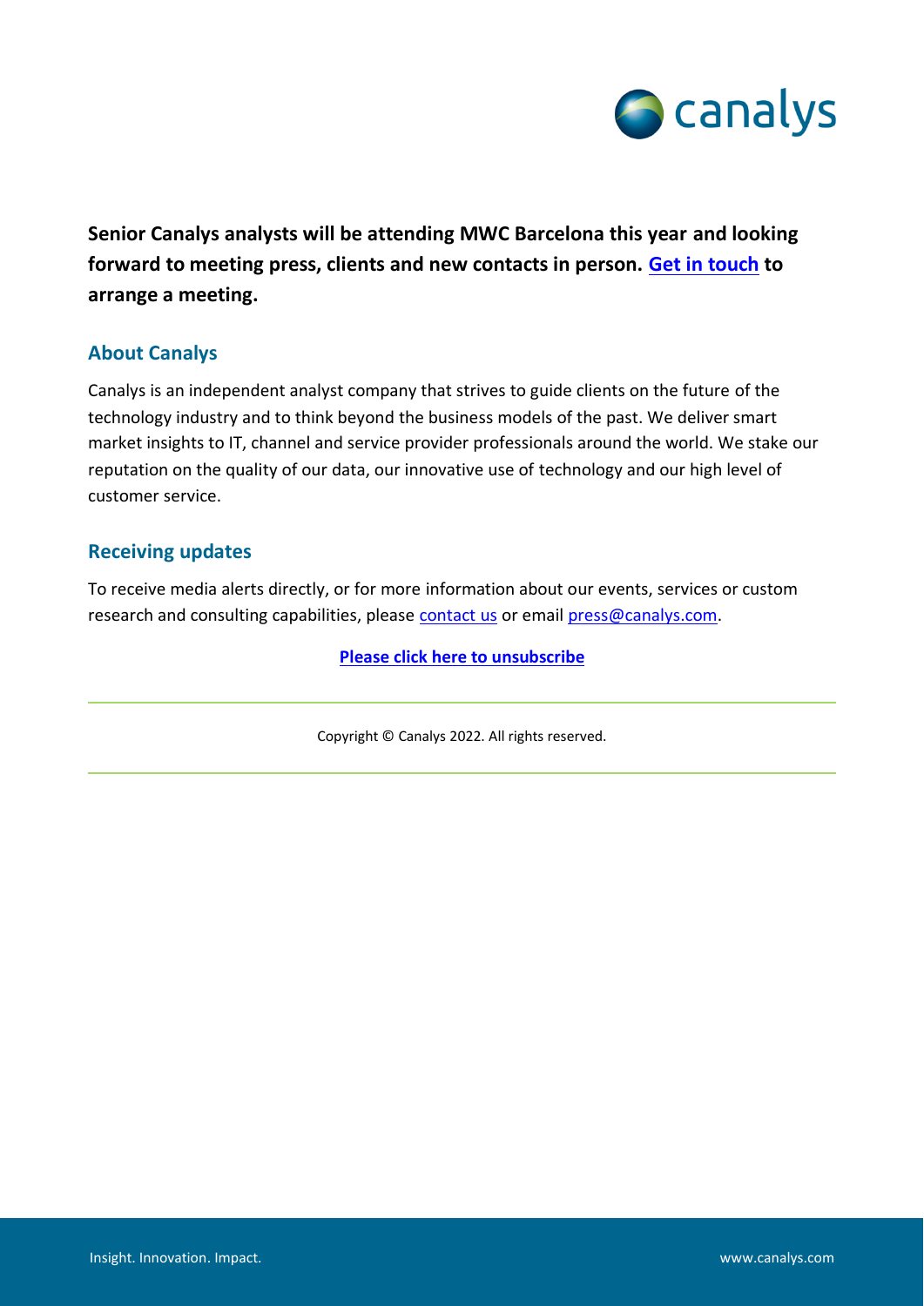**Senior Canalys analysts will be attending MWC Barcelona this year and looking forward to meeting press, clients and new contacts in person. Get in touch to arrange a meeting.**

## About Canalys

Canalys is an independent analyst company that strives to guide clients on the future of the technology industry and to think beyond the business models of the past. We deliver smart market insights to IT, channel and service provider professionals around the world. We stake our reputation on the quality of our data, our innovative use of technology and our high level of customer service.

## Receiving updates

To receive media alerts directly, or for more information about our events, services or custom research and consulting capabilities, please contact us or email press@canalys.com.

**Please click here to unsubscribe**

Copyright © Canalys 2022. All rights reserved.